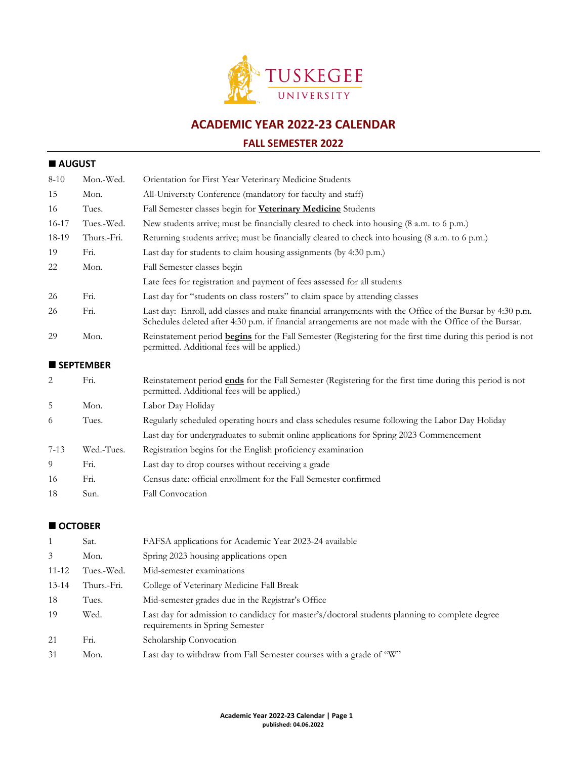TUSKEGEE UNIVERSITY

# ACADEMIC YEAR 2022-23 CALENDAR

## FALL SEMESTER 2022

### ■ AUGUST

| | | |
|---|---|---|
| 8-10 | Mon.-Wed. | Orientation for First Year Veterinary Medicine Students |
| 15 | Mon. | All-University Conference (mandatory for faculty and staff) |
| 16 | Tues. | Fall Semester classes begin for **Veterinary Medicine** Students |
| 16-17 | Tues.-Wed. | New students arrive; must be financially cleared to check into housing (8 a.m. to 6 p.m.) |
| 18-19 | Thurs.-Fri. | Returning students arrive; must be financially cleared to check into housing (8 a.m. to 6 p.m.) |
| 19 | Fri. | Last day for students to claim housing assignments (by 4:30 p.m.) |
| 22 | Mon. | Fall Semester classes begin |
| | | Late fees for registration and payment of fees assessed for all students |
| 26 | Fri. | Last day for "students on class rosters" to claim space by attending classes |
| 26 | Fri. | Last day: Enroll, add classes and make financial arrangements with the Office of the Bursar by 4:30 p.m. Schedules deleted after 4:30 p.m. if financial arrangements are not made with the Office of the Bursar. |
| 29 | Mon. | Reinstatement period **begins** for the Fall Semester (Registering for the first time during this period is not permitted. Additional fees will be applied.) |

### ■ SEPTEMBER

| | | |
|---|---|---|
| 2 | Fri. | Reinstatement period **ends** for the Fall Semester (Registering for the first time during this period is not permitted. Additional fees will be applied.) |
| 5 | Mon. | Labor Day Holiday |
| 6 | Tues. | Regularly scheduled operating hours and class schedules resume following the Labor Day Holiday |
| | | Last day for undergraduates to submit online applications for Spring 2023 Commencement |
| 7-13 | Wed.-Tues. | Registration begins for the English proficiency examination |
| 9 | Fri. | Last day to drop courses without receiving a grade |
| 16 | Fri. | Census date: official enrollment for the Fall Semester confirmed |
| 18 | Sun. | Fall Convocation |

### ■ OCTOBER

| | | |
|---|---|---|
| 1 | Sat. | FAFSA applications for Academic Year 2023-24 available |
| 3 | Mon. | Spring 2023 housing applications open |
| 11-12 | Tues.-Wed. | Mid-semester examinations |
| 13-14 | Thurs.-Fri. | College of Veterinary Medicine Fall Break |
| 18 | Tues. | Mid-semester grades due in the Registrar's Office |
| 19 | Wed. | Last day for admission to candidacy for master's/doctoral students planning to complete degree requirements in Spring Semester |
| 21 | Fri. | Scholarship Convocation |
| 31 | Mon. | Last day to withdraw from Fall Semester courses with a grade of "W" |

published: 04.06.2022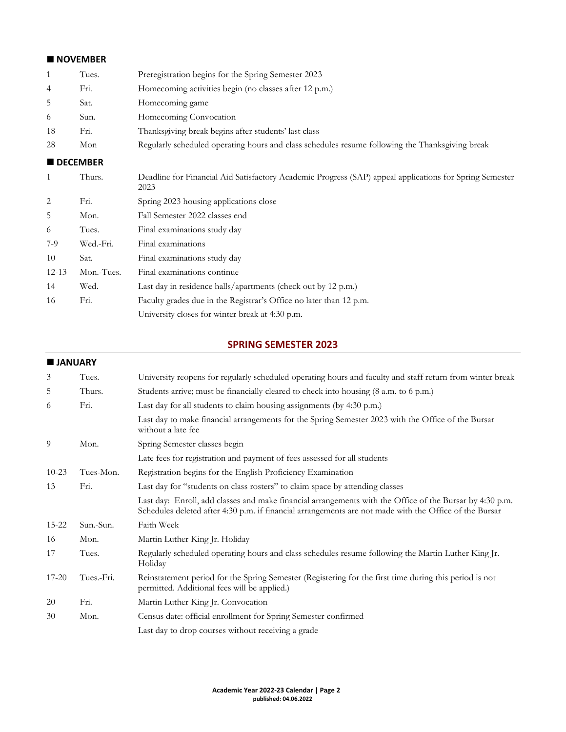### ■ NOVEMBER

| | | |
|---|---|---|
| 1 | Tues. | Preregistration begins for the Spring Semester 2023 |
| 4 | Fri. | Homecoming activities begin (no classes after 12 p.m.) |
| 5 | Sat. | Homecoming game |
| 6 | Sun. | Homecoming Convocation |
| 18 | Fri. | Thanksgiving break begins after students' last class |
| 28 | Mon | Regularly scheduled operating hours and class schedules resume following the Thanksgiving break |

### ■ DECEMBER

| | | |
|---|---|---|
| 1 | Thurs. | Deadline for Financial Aid Satisfactory Academic Progress (SAP) appeal applications for Spring Semester 2023 |
| 2 | Fri. | Spring 2023 housing applications close |
| 5 | Mon. | Fall Semester 2022 classes end |
| 6 | Tues. | Final examinations study day |
| 7-9 | Wed.-Fri. | Final examinations |
| 10 | Sat. | Final examinations study day |
| 12-13 | Mon.-Tues. | Final examinations continue |
| 14 | Wed. | Last day in residence halls/apartments (check out by 12 p.m.) |
| 16 | Fri. | Faculty grades due in the Registrar's Office no later than 12 p.m. |
| | | University closes for winter break at 4:30 p.m. |

## SPRING SEMESTER 2023

### ■ JANUARY

| | | |
|---|---|---|
| 3 | Tues. | University reopens for regularly scheduled operating hours and faculty and staff return from winter break |
| 5 | Thurs. | Students arrive; must be financially cleared to check into housing (8 a.m. to 6 p.m.) |
| 6 | Fri. | Last day for all students to claim housing assignments (by 4:30 p.m.) |
| | | Last day to make financial arrangements for the Spring Semester 2023 with the Office of the Bursar without a late fee |
| 9 | Mon. | Spring Semester classes begin |
| | | Late fees for registration and payment of fees assessed for all students |
| 10-23 | Tues-Mon. | Registration begins for the English Proficiency Examination |
| 13 | Fri. | Last day for "students on class rosters" to claim space by attending classes |
| | | Last day: Enroll, add classes and make financial arrangements with the Office of the Bursar by 4:30 p.m. Schedules deleted after 4:30 p.m. if financial arrangements are not made with the Office of the Bursar |
| 15-22 | Sun.-Sun. | Faith Week |
| 16 | Mon. | Martin Luther King Jr. Holiday |
| 17 | Tues. | Regularly scheduled operating hours and class schedules resume following the Martin Luther King Jr. Holiday |
| 17-20 | Tues.-Fri. | Reinstatement period for the Spring Semester (Registering for the first time during this period is not permitted. Additional fees will be applied.) |
| 20 | Fri. | Martin Luther King Jr. Convocation |
| 30 | Mon. | Census date: official enrollment for Spring Semester confirmed |
| | | Last day to drop courses without receiving a grade |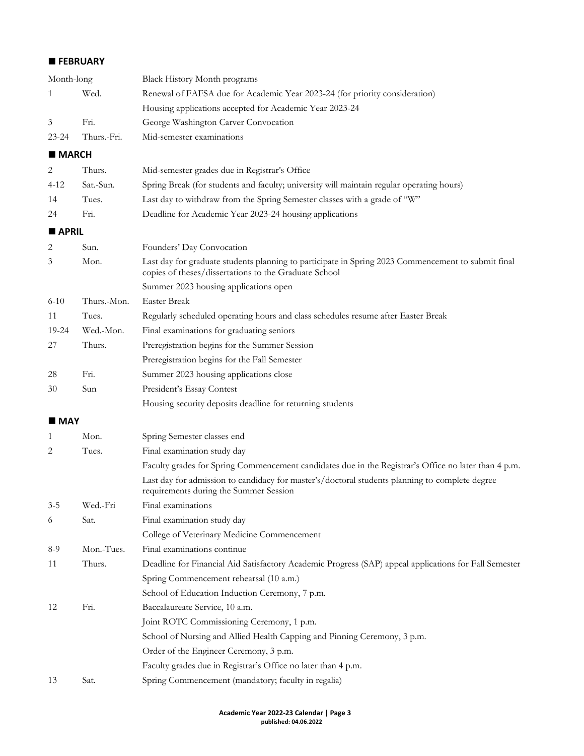## ■ FEBRUARY

| | | |
|---|---|---|
| Month-long | | Black History Month programs |
| 1 | Wed. | Renewal of FAFSA due for Academic Year 2023-24 (for priority consideration) |
| | | Housing applications accepted for Academic Year 2023-24 |
| 3 | Fri. | George Washington Carver Convocation |
| 23-24 | Thurs.-Fri. | Mid-semester examinations |

## ■ MARCH

| | | |
|---|---|---|
| 2 | Thurs. | Mid-semester grades due in Registrar's Office |
| 4-12 | Sat.-Sun. | Spring Break (for students and faculty; university will maintain regular operating hours) |
| 14 | Tues. | Last day to withdraw from the Spring Semester classes with a grade of "W" |
| 24 | Fri. | Deadline for Academic Year 2023-24 housing applications |

## ■ APRIL

| | | |
|---|---|---|
| 2 | Sun. | Founders' Day Convocation |
| 3 | Mon. | Last day for graduate students planning to participate in Spring 2023 Commencement to submit final copies of theses/dissertations to the Graduate School |
| | | Summer 2023 housing applications open |
| 6-10 | Thurs.-Mon. | Easter Break |
| 11 | Tues. | Regularly scheduled operating hours and class schedules resume after Easter Break |
| 19-24 | Wed.-Mon. | Final examinations for graduating seniors |
| 27 | Thurs. | Preregistration begins for the Summer Session |
| | | Preregistration begins for the Fall Semester |
| 28 | Fri. | Summer 2023 housing applications close |
| 30 | Sun | President's Essay Contest |
| | | Housing security deposits deadline for returning students |

## ■ MAY

| | | |
|---|---|---|
| 1 | Mon. | Spring Semester classes end |
| 2 | Tues. | Final examination study day |
| | | Faculty grades for Spring Commencement candidates due in the Registrar's Office no later than 4 p.m. |
| | | Last day for admission to candidacy for master's/doctoral students planning to complete degree requirements during the Summer Session |
| 3-5 | Wed.-Fri | Final examinations |
| 6 | Sat. | Final examination study day |
| | | College of Veterinary Medicine Commencement |
| 8-9 | Mon.-Tues. | Final examinations continue |
| 11 | Thurs. | Deadline for Financial Aid Satisfactory Academic Progress (SAP) appeal applications for Fall Semester |
| | | Spring Commencement rehearsal (10 a.m.) |
| | | School of Education Induction Ceremony, 7 p.m. |
| 12 | Fri. | Baccalaureate Service, 10 a.m. |
| | | Joint ROTC Commissioning Ceremony, 1 p.m. |
| | | School of Nursing and Allied Health Capping and Pinning Ceremony, 3 p.m. |
| | | Order of the Engineer Ceremony, 3 p.m. |
| | | Faculty grades due in Registrar's Office no later than 4 p.m. |
| 13 | Sat. | Spring Commencement (mandatory; faculty in regalia) |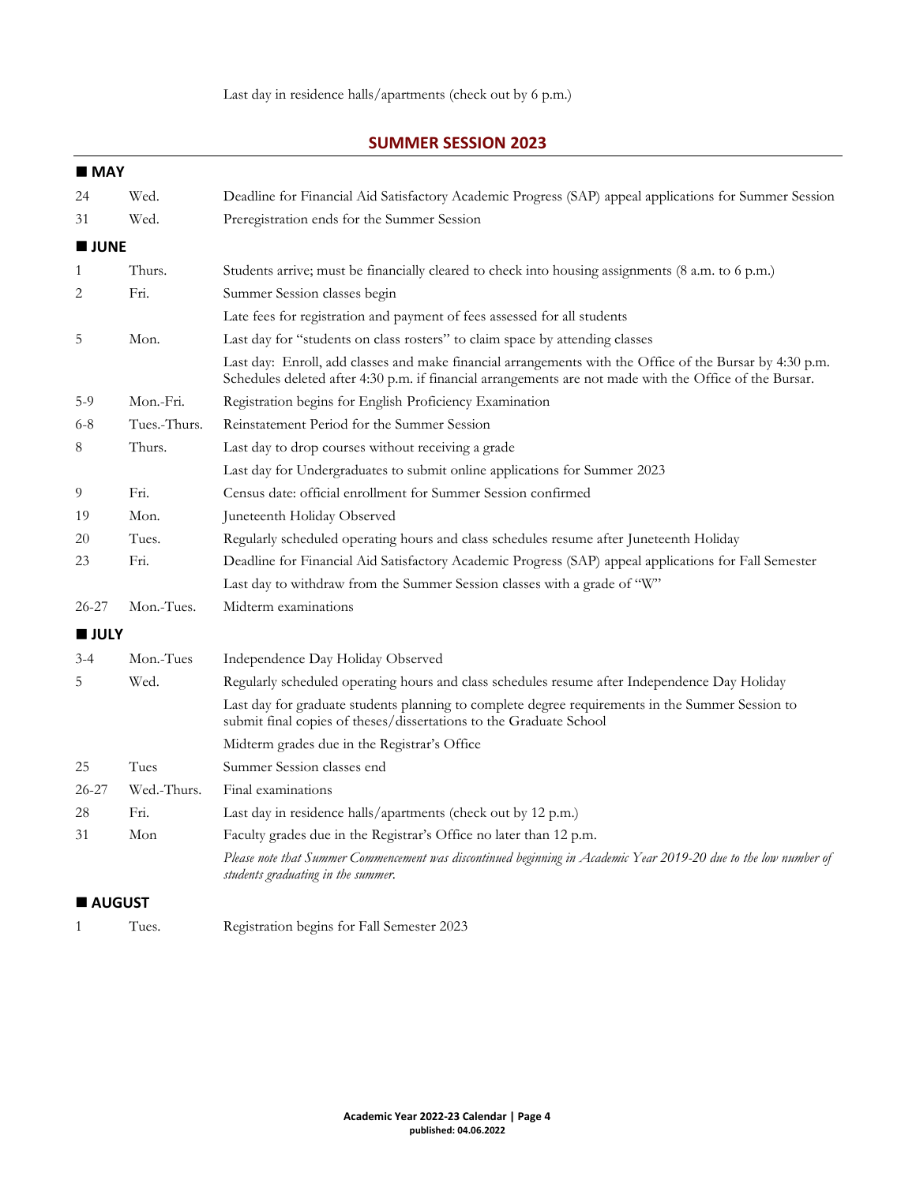Last day in residence halls/apartments (check out by 6 p.m.)

## SUMMER SESSION 2023

### ■ MAY

| | | |
|---|---|---|
| 24 | Wed. | Deadline for Financial Aid Satisfactory Academic Progress (SAP) appeal applications for Summer Session |
| 31 | Wed. | Preregistration ends for the Summer Session |

### ■ JUNE

| | | |
|---|---|---|
| 1 | Thurs. | Students arrive; must be financially cleared to check into housing assignments (8 a.m. to 6 p.m.) |
| 2 | Fri. | Summer Session classes begin |
| | | Late fees for registration and payment of fees assessed for all students |
| 5 | Mon. | Last day for "students on class rosters" to claim space by attending classes |
| | | Last day: Enroll, add classes and make financial arrangements with the Office of the Bursar by 4:30 p.m. Schedules deleted after 4:30 p.m. if financial arrangements are not made with the Office of the Bursar. |
| 5-9 | Mon.-Fri. | Registration begins for English Proficiency Examination |
| 6-8 | Tues.-Thurs. | Reinstatement Period for the Summer Session |
| 8 | Thurs. | Last day to drop courses without receiving a grade |
| | | Last day for Undergraduates to submit online applications for Summer 2023 |
| 9 | Fri. | Census date: official enrollment for Summer Session confirmed |
| 19 | Mon. | Juneteenth Holiday Observed |
| 20 | Tues. | Regularly scheduled operating hours and class schedules resume after Juneteenth Holiday |
| 23 | Fri. | Deadline for Financial Aid Satisfactory Academic Progress (SAP) appeal applications for Fall Semester |
| | | Last day to withdraw from the Summer Session classes with a grade of "W" |
| 26-27 | Mon.-Tues. | Midterm examinations |

### ■ JULY

| | | |
|---|---|---|
| 3-4 | Mon.-Tues | Independence Day Holiday Observed |
| 5 | Wed. | Regularly scheduled operating hours and class schedules resume after Independence Day Holiday |
| | | Last day for graduate students planning to complete degree requirements in the Summer Session to submit final copies of theses/dissertations to the Graduate School |
| | | Midterm grades due in the Registrar's Office |
| 25 | Tues | Summer Session classes end |
| 26-27 | Wed.-Thurs. | Final examinations |
| 28 | Fri. | Last day in residence halls/apartments (check out by 12 p.m.) |
| 31 | Mon | Faculty grades due in the Registrar's Office no later than 12 p.m. |
| | | *Please note that Summer Commencement was discontinued beginning in Academic Year 2019-20 due to the low number of students graduating in the summer.* |

### ■ AUGUST

| | | |
|---|---|---|
| 1 | Tues. | Registration begins for Fall Semester 2023 |